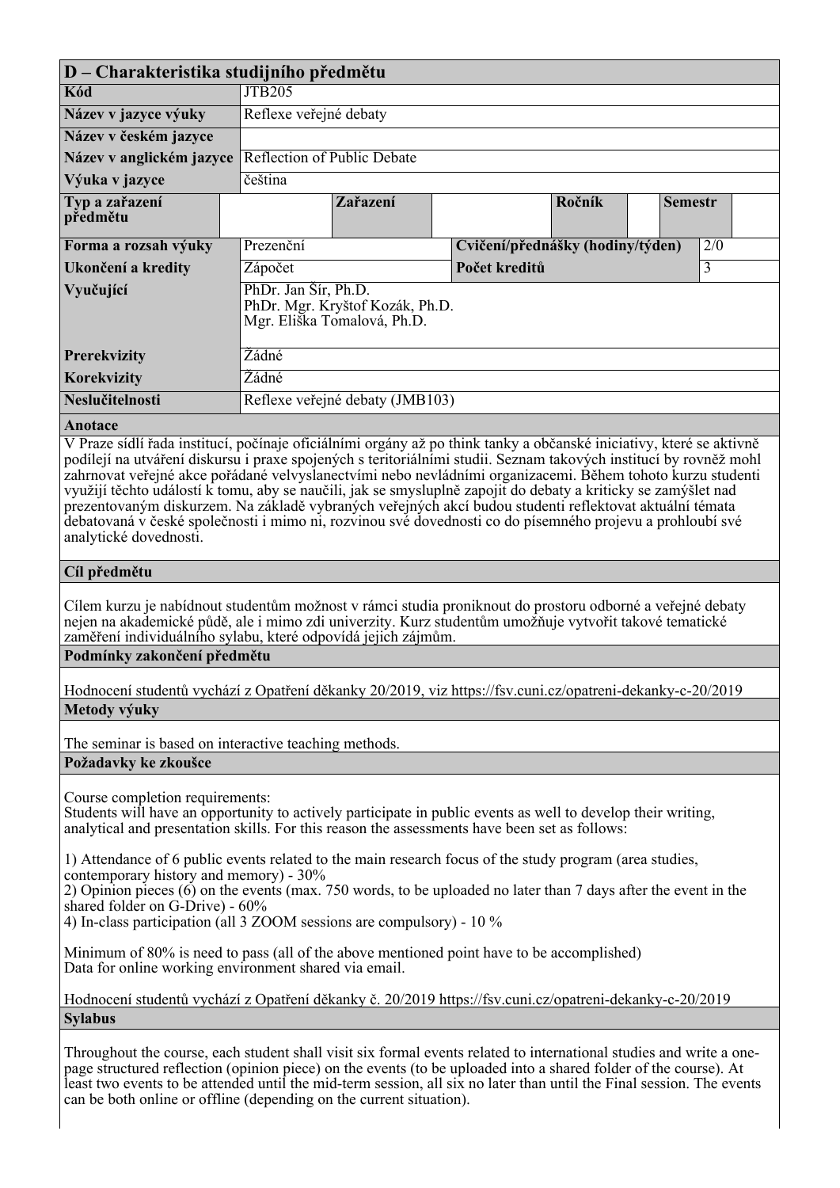## D – Charakteristika studijního předmětu

| | | | | | | | | |
|---|---|---|---|---|---|---|---|---|
| **Kód** | JTB205 | | | | | | | |
| **Název v jazyce výuky** | Reflexe veřejné debaty | | | | | | | |
| **Název v českém jazyce** | | | | | | | | |
| **Název v anglickém jazyce** | Reflection of Public Debate | | | | | | | |
| **Výuka v jazyce** | čeština | | | | | | | |
| **Typ a zařazení předmětu** | | **Zařazení** | | **Ročník** | | **Semestr** | | |
| **Forma a rozsah výuky** | Prezenční | | **Cvičení/přednášky (hodiny/týden)** | | | | 2/0 | |
| **Ukončení a kredity** | Zápočet | | **Počet kreditů** | | | | 3 | |
| **Vyučující** | PhDr. Jan Šír, Ph.D.<br>PhDr. Mgr. Kryštof Kozák, Ph.D.<br>Mgr. Eliška Tomalová, Ph.D. | | | | | | | |
| **Prerekvizity** | Žádné | | | | | | | |
| **Korekvizity** | Žádné | | | | | | | |
| **Neslučitelnosti** | Reflexe veřejné debaty (JMB103) | | | | | | | |

### Anotace

V Praze sídlí řada institucí, počínaje oficiálními orgány až po think tanky a občanské iniciativy, které se aktivně podílejí na utváření diskursu i praxe spojených s teritoriálními studii. Seznam takových institucí by rovněž mohl zahrnovat veřejné akce pořádané velvyslanectvími nebo nevládními organizacemi. Během tohoto kurzu studenti využijí těchto událostí k tomu, aby se naučili, jak se smysluplně zapojit do debaty a kriticky se zamýšlet nad prezentovaným diskurzem. Na základě vybraných veřejných akcí budou studenti reflektovat aktuální témata debatovaná v české společnosti i mimo ni, rozvinou své dovednosti co do písemného projevu a prohloubí své analytické dovednosti.

### Cíl předmětu

Cílem kurzu je nabídnout studentům možnost v rámci studia proniknout do prostoru odborné a veřejné debaty nejen na akademické půdě, ale i mimo zdi univerzity. Kurz studentům umožňuje vytvořit takové tematické zaměření individuálního sylabu, které odpovídá jejich zájmům.

### Podmínky zakončení předmětu

Hodnocení studentů vychází z Opatření děkanky 20/2019, viz https://fsv.cuni.cz/opatreni-dekanky-c-20/2019

### Metody výuky

The seminar is based on interactive teaching methods.

### Požadavky ke zkoušce

Course completion requirements:
Students will have an opportunity to actively participate in public events as well to develop their writing, analytical and presentation skills. For this reason the assessments have been set as follows:

1) Attendance of 6 public events related to the main research focus of the study program (area studies, contemporary history and memory) - 30%
2) Opinion pieces (6) on the events (max. 750 words, to be uploaded no later than 7 days after the event in the shared folder on G-Drive) - 60%
4) In-class participation (all 3 ZOOM sessions are compulsory) - 10 %

Minimum of 80% is need to pass (all of the above mentioned point have to be accomplished)
Data for online working environment shared via email.

Hodnocení studentů vychází z Opatření děkanky č. 20/2019 https://fsv.cuni.cz/opatreni-dekanky-c-20/2019

### Sylabus

Throughout the course, each student shall visit six formal events related to international studies and write a one-page structured reflection (opinion piece) on the events (to be uploaded into a shared folder of the course). At least two events to be attended until the mid-term session, all six no later than until the Final session. The events can be both online or offline (depending on the current situation).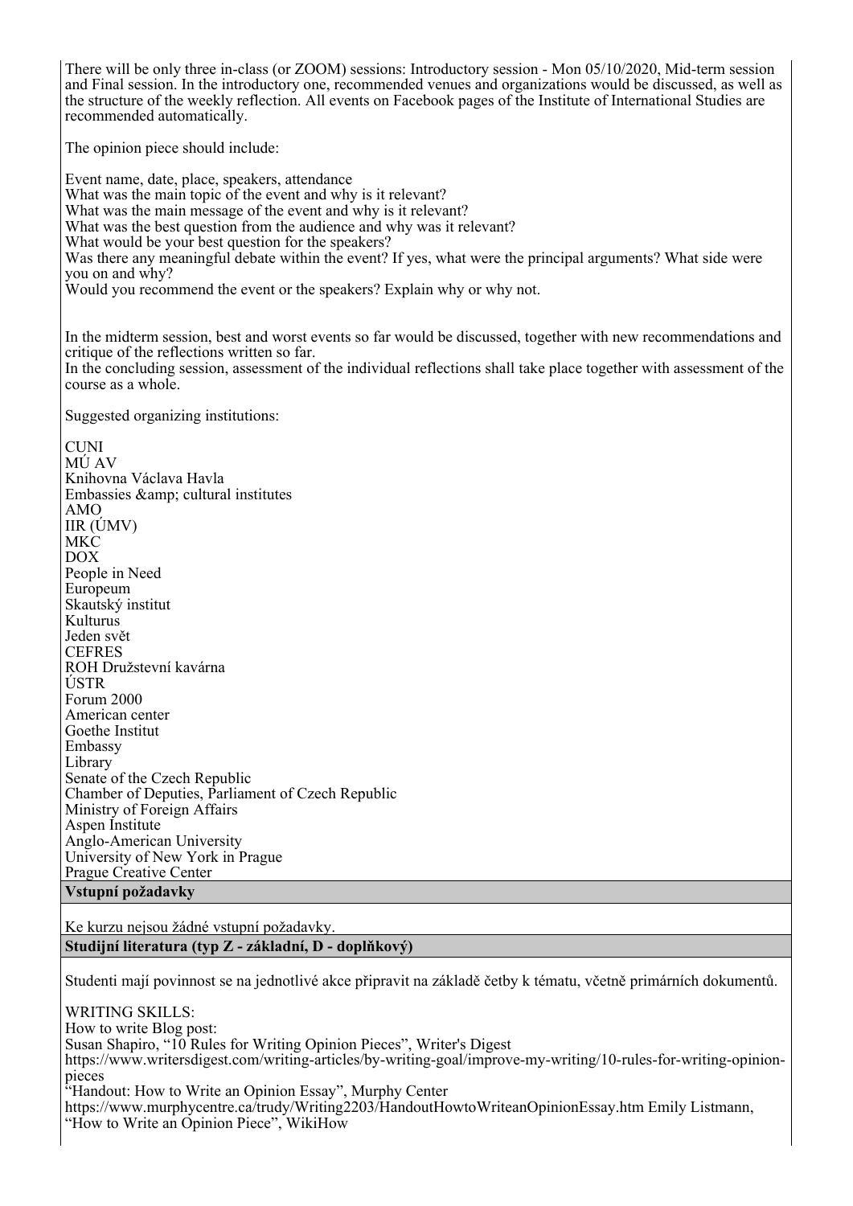There will be only three in-class (or ZOOM) sessions: Introductory session - Mon 05/10/2020, Mid-term session and Final session. In the introductory one, recommended venues and organizations would be discussed, as well as the structure of the weekly reflection. All events on Facebook pages of the Institute of International Studies are recommended automatically.

The opinion piece should include:

Event name, date, place, speakers, attendance
What was the main topic of the event and why is it relevant?
What was the main message of the event and why is it relevant?
What was the best question from the audience and why was it relevant?
What would be your best question for the speakers?
Was there any meaningful debate within the event? If yes, what were the principal arguments? What side were you on and why?
Would you recommend the event or the speakers? Explain why or why not.

In the midterm session, best and worst events so far would be discussed, together with new recommendations and critique of the reflections written so far.
In the concluding session, assessment of the individual reflections shall take place together with assessment of the course as a whole.

Suggested organizing institutions:

CUNI
MÚ AV
Knihovna Václava Havla
Embassies &amp; cultural institutes
AMO
IIR (ÚMV)
MKC
DOX
People in Need
Europeum
Skautský institut
Kulturus
Jeden svět
CEFRES
ROH Družstevní kavárna
ÚSTR
Forum 2000
American center
Goethe Institut
Embassy
Library
Senate of the Czech Republic
Chamber of Deputies, Parliament of Czech Republic
Ministry of Foreign Affairs
Aspen Institute
Anglo-American University
University of New York in Prague
Prague Creative Center

**Vstupní požadavky**

Ke kurzu nejsou žádné vstupní požadavky.

**Studijní literatura (typ Z - základní, D - doplňkový)**

Studenti mají povinnost se na jednotlivé akce připravit na základě četby k tématu, včetně primárních dokumentů.

WRITING SKILLS:
How to write Blog post:
Susan Shapiro, "10 Rules for Writing Opinion Pieces", Writer's Digest
https://www.writersdigest.com/writing-articles/by-writing-goal/improve-my-writing/10-rules-for-writing-opinion-pieces
"Handout: How to Write an Opinion Essay", Murphy Center
https://www.murphycentre.ca/trudy/Writing2203/HandoutHowtoWriteanOpinionEssay.htm Emily Listmann, "How to Write an Opinion Piece", WikiHow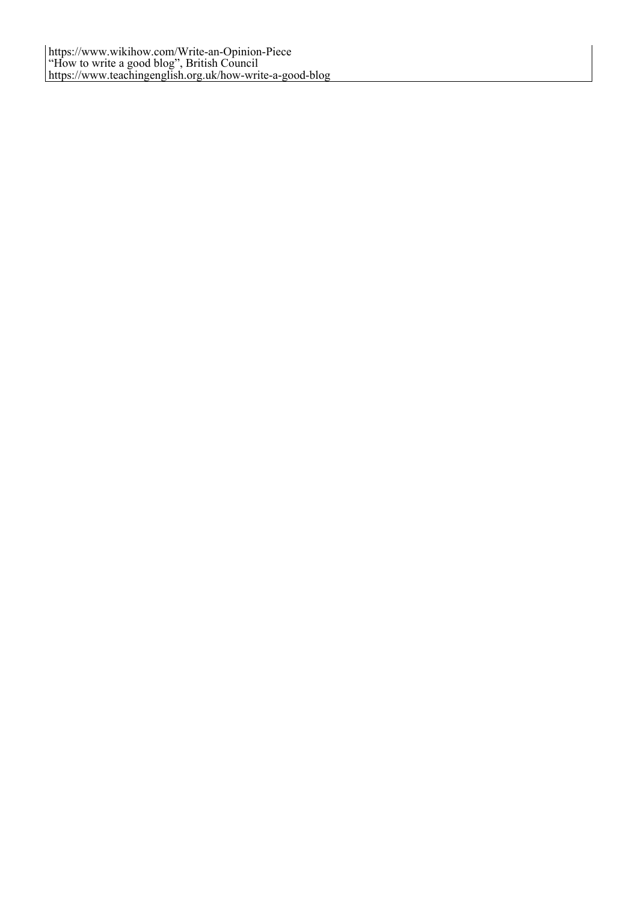https://www.wikihow.com/Write-an-Opinion-Piece
"How to write a good blog", British Council
https://www.teachingenglish.org.uk/how-write-a-good-blog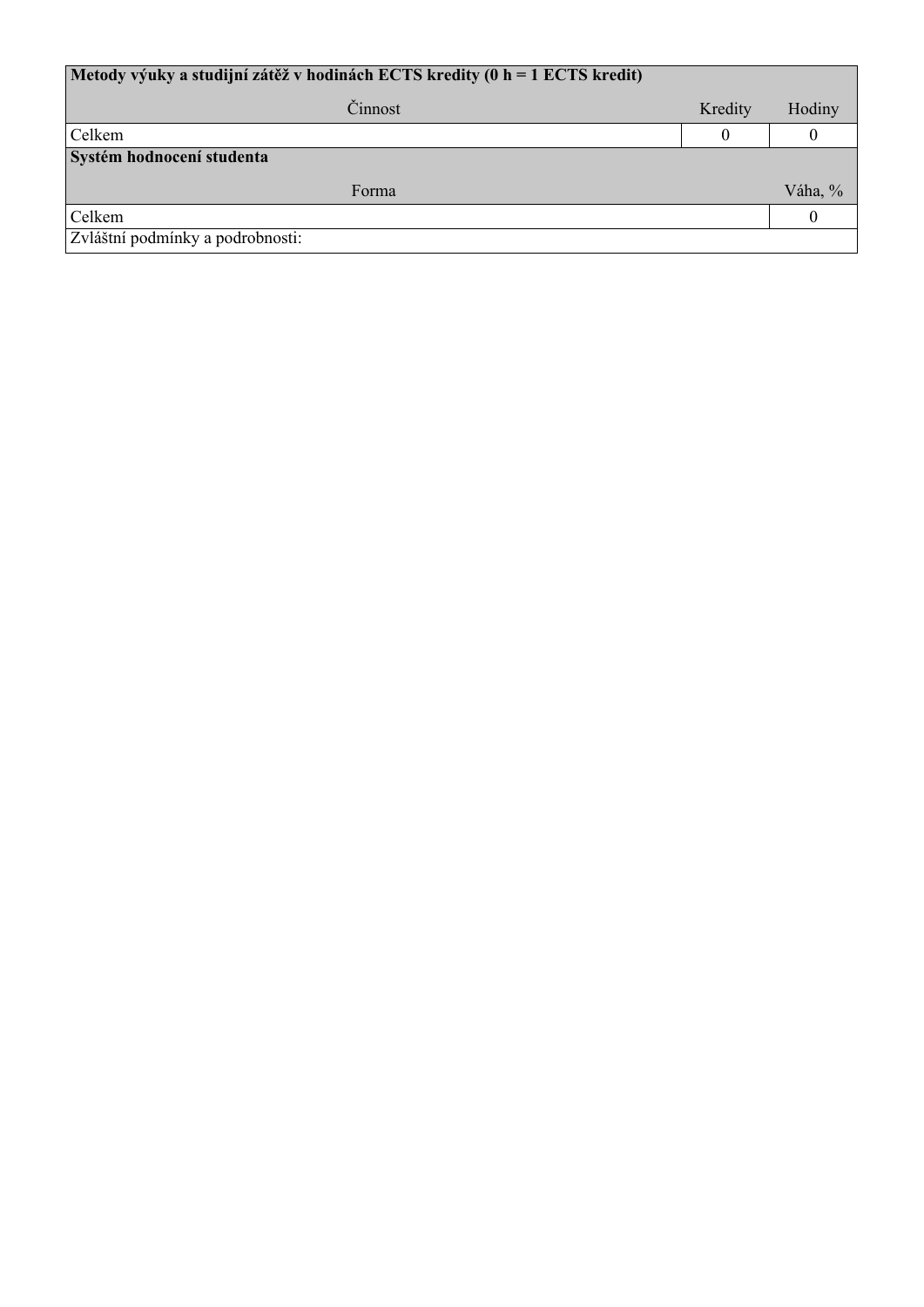| Metody výuky a studijní zátěž v hodinách ECTS kredity (0 h = 1 ECTS kredit) | | |
|---|---|---|
| Činnost | Kredity | Hodiny |
| Celkem | 0 | 0 |

| Systém hodnocení studenta | |
|---|---|
| Forma | Váha, % |
| Celkem | 0 |

Zvláštní podmínky a podrobnosti: